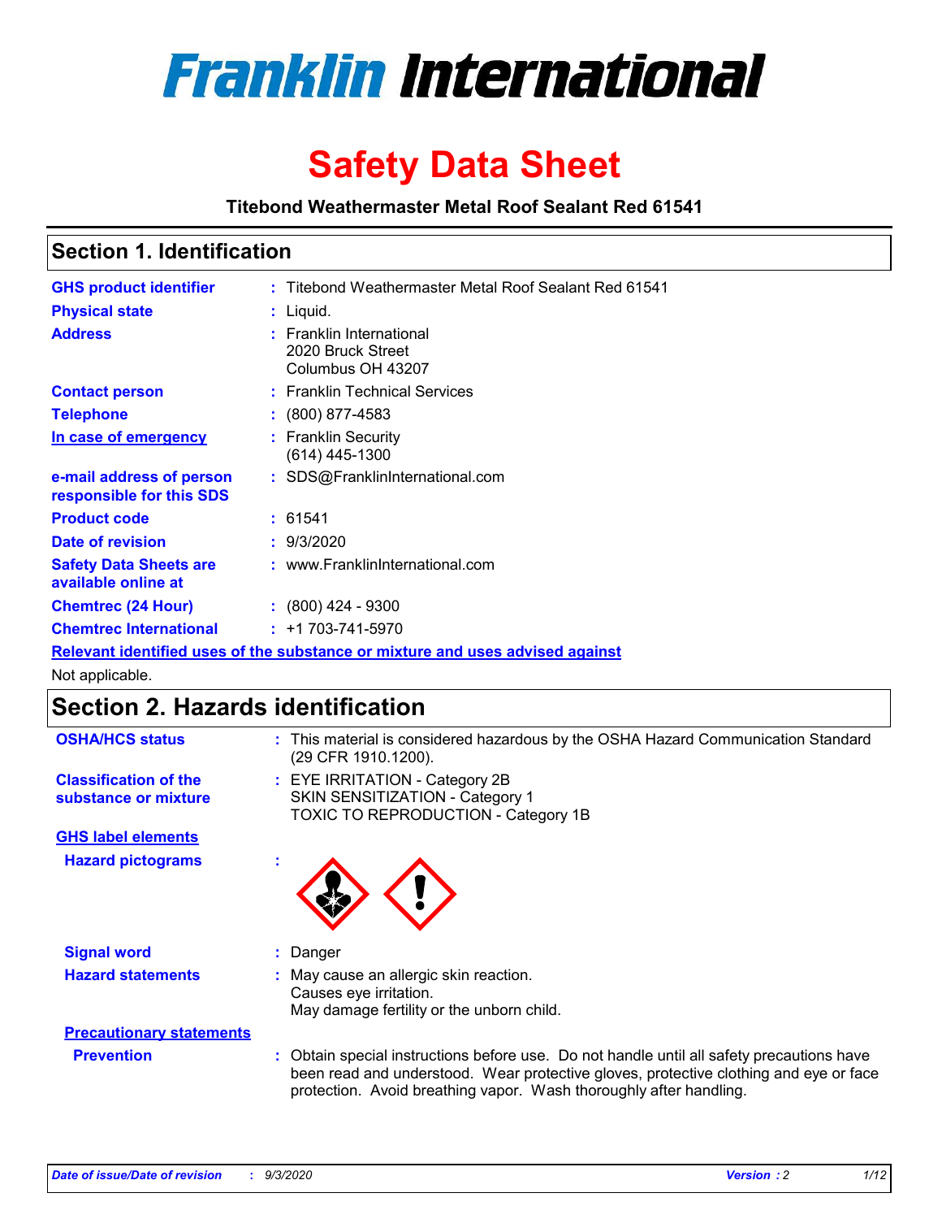# Franklin International

# Safety Data Sheet

**Titebond Weathermaster Metal Roof Sealant Red 61541**

## Section 1. Identification

| | |
|---|---|
| **GHS product identifier** | : Titebond Weathermaster Metal Roof Sealant Red 61541 |
| **Physical state** | : Liquid. |
| **Address** | : Franklin International<br>2020 Bruck Street<br>Columbus OH 43207 |
| **Contact person** | : Franklin Technical Services |
| **Telephone** | : (800) 877-4583 |
| **In case of emergency** | : Franklin Security<br>(614) 445-1300 |
| **e-mail address of person responsible for this SDS** | : SDS@FranklinInternational.com |
| **Product code** | : 61541 |
| **Date of revision** | : 9/3/2020 |
| **Safety Data Sheets are available online at** | : www.FranklinInternational.com |
| **Chemtrec (24 Hour)** | : (800) 424 - 9300 |
| **Chemtrec International** | : +1 703-741-5970 |

**Relevant identified uses of the substance or mixture and uses advised against**

Not applicable.

## Section 2. Hazards identification

| | |
|---|---|
| **OSHA/HCS status** | : This material is considered hazardous by the OSHA Hazard Communication Standard (29 CFR 1910.1200). |
| **Classification of the substance or mixture** | : EYE IRRITATION - Category 2B<br>SKIN SENSITIZATION - Category 1<br>TOXIC TO REPRODUCTION - Category 1B |

**GHS label elements**

| | |
|---|---|
| **Hazard pictograms** | : |
| **Signal word** | : Danger |
| **Hazard statements** | : May cause an allergic skin reaction.<br>Causes eye irritation.<br>May damage fertility or the unborn child. |

**Precautionary statements**

| | |
|---|---|
| **Prevention** | : Obtain special instructions before use. Do not handle until all safety precautions have been read and understood. Wear protective gloves, protective clothing and eye or face protection. Avoid breathing vapor. Wash thoroughly after handling. |

*Date of issue/Date of revision* : 9/3/2020 *Version* : 2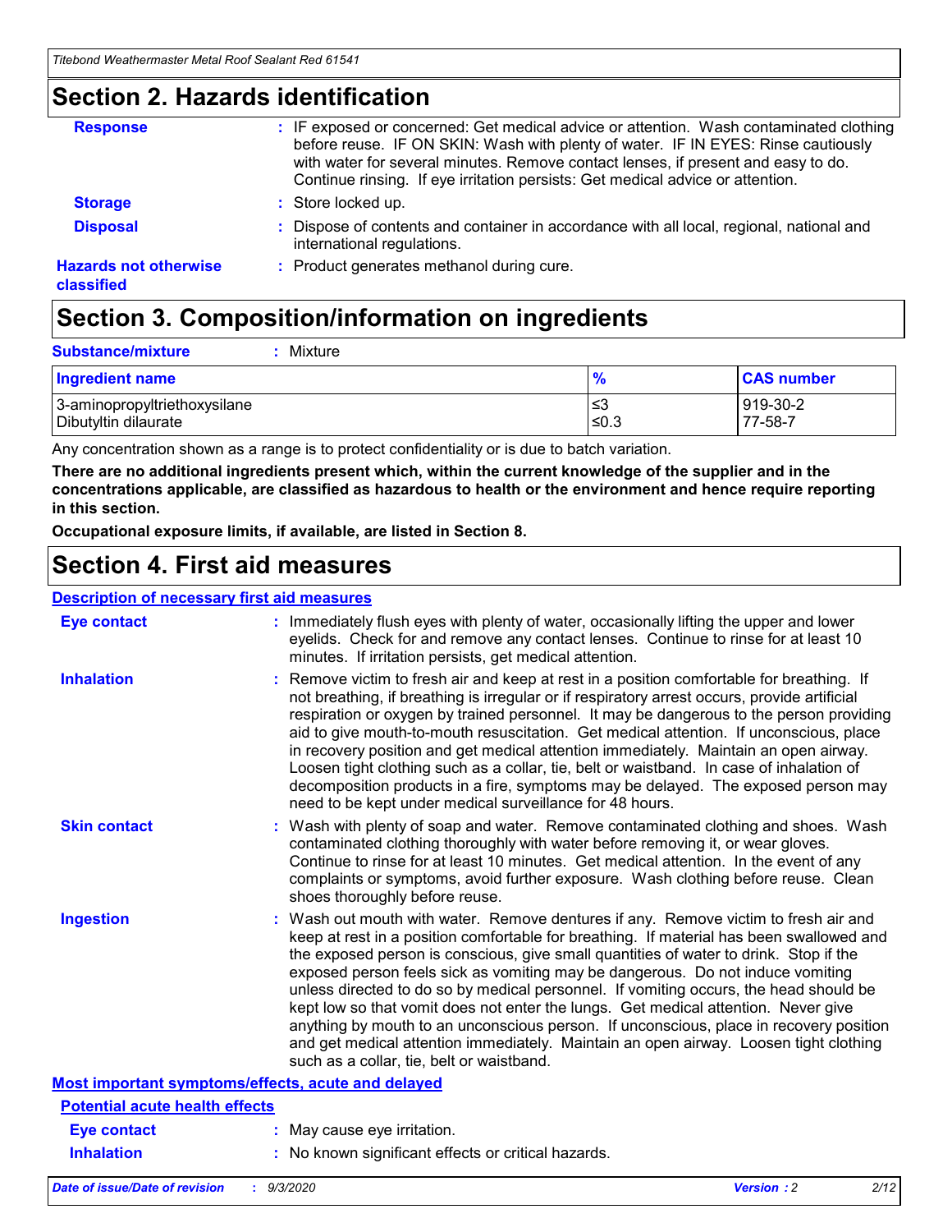## Section 2. Hazards identification

| | |
|---|---|
| **Response** | : IF exposed or concerned: Get medical advice or attention. Wash contaminated clothing before reuse. IF ON SKIN: Wash with plenty of water. IF IN EYES: Rinse cautiously with water for several minutes. Remove contact lenses, if present and easy to do. Continue rinsing. If eye irritation persists: Get medical advice or attention. |
| **Storage** | : Store locked up. |
| **Disposal** | : Dispose of contents and container in accordance with all local, regional, national and international regulations. |
| **Hazards not otherwise classified** | : Product generates methanol during cure. |

## Section 3. Composition/information on ingredients

**Substance/mixture** : Mixture

| Ingredient name | % | CAS number |
|---|---|---|
| 3-aminopropyltriethoxysilane | ≤3 | 919-30-2 |
| Dibutyltin dilaurate | ≤0.3 | 77-58-7 |

Any concentration shown as a range is to protect confidentiality or is due to batch variation.

**There are no additional ingredients present which, within the current knowledge of the supplier and in the concentrations applicable, are classified as hazardous to health or the environment and hence require reporting in this section.**

**Occupational exposure limits, if available, are listed in Section 8.**

## Section 4. First aid measures

**Description of necessary first aid measures**

| | |
|---|---|
| **Eye contact** | : Immediately flush eyes with plenty of water, occasionally lifting the upper and lower eyelids. Check for and remove any contact lenses. Continue to rinse for at least 10 minutes. If irritation persists, get medical attention. |
| **Inhalation** | : Remove victim to fresh air and keep at rest in a position comfortable for breathing. If not breathing, if breathing is irregular or if respiratory arrest occurs, provide artificial respiration or oxygen by trained personnel. It may be dangerous to the person providing aid to give mouth-to-mouth resuscitation. Get medical attention. If unconscious, place in recovery position and get medical attention immediately. Maintain an open airway. Loosen tight clothing such as a collar, tie, belt or waistband. In case of inhalation of decomposition products in a fire, symptoms may be delayed. The exposed person may need to be kept under medical surveillance for 48 hours. |
| **Skin contact** | : Wash with plenty of soap and water. Remove contaminated clothing and shoes. Wash contaminated clothing thoroughly with water before removing it, or wear gloves. Continue to rinse for at least 10 minutes. Get medical attention. In the event of any complaints or symptoms, avoid further exposure. Wash clothing before reuse. Clean shoes thoroughly before reuse. |
| **Ingestion** | : Wash out mouth with water. Remove dentures if any. Remove victim to fresh air and keep at rest in a position comfortable for breathing. If material has been swallowed and the exposed person is conscious, give small quantities of water to drink. Stop if the exposed person feels sick as vomiting may be dangerous. Do not induce vomiting unless directed to do so by medical personnel. If vomiting occurs, the head should be kept low so that vomit does not enter the lungs. Get medical attention. Never give anything by mouth to an unconscious person. If unconscious, place in recovery position and get medical attention immediately. Maintain an open airway. Loosen tight clothing such as a collar, tie, belt or waistband. |

**Most important symptoms/effects, acute and delayed**

**Potential acute health effects**

| | |
|---|---|
| **Eye contact** | : May cause eye irritation. |
| **Inhalation** | : No known significant effects or critical hazards. |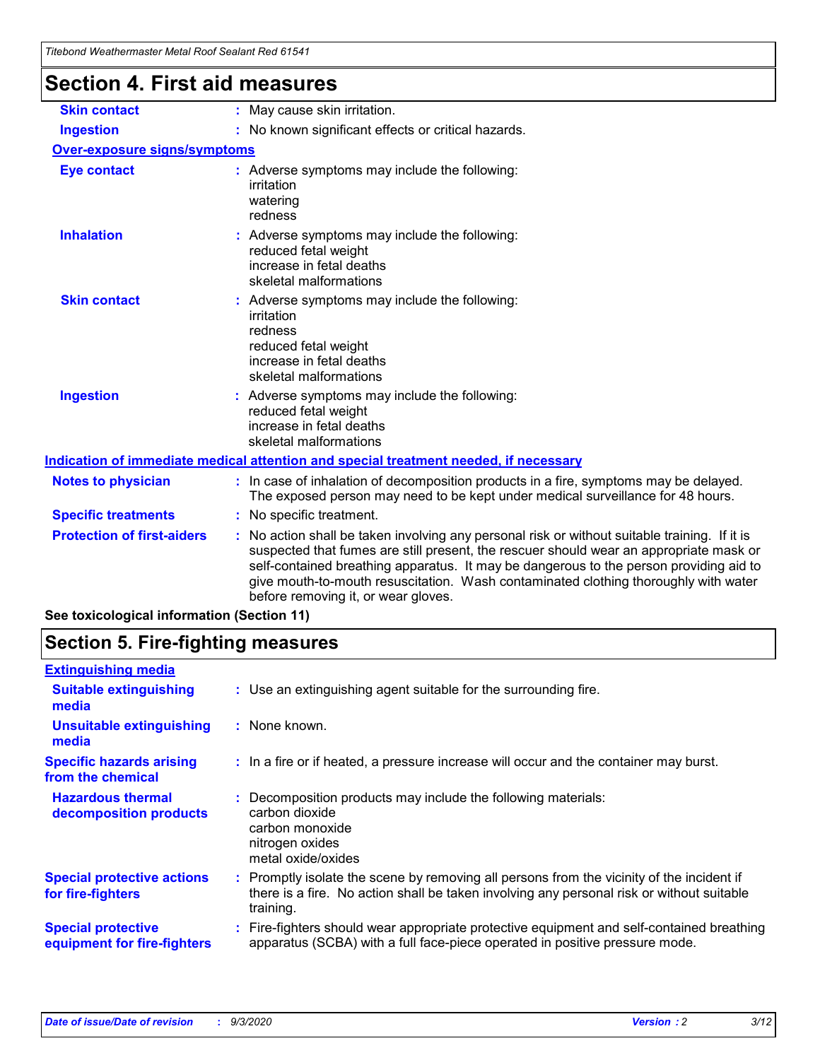# Section 4. First aid measures

| | |
|---|---|
| **Skin contact** | : May cause skin irritation. |
| **Ingestion** | : No known significant effects or critical hazards. |

**Over-exposure signs/symptoms**

| | |
|---|---|
| **Eye contact** | : Adverse symptoms may include the following:<br>irritation<br>watering<br>redness |
| **Inhalation** | : Adverse symptoms may include the following:<br>reduced fetal weight<br>increase in fetal deaths<br>skeletal malformations |
| **Skin contact** | : Adverse symptoms may include the following:<br>irritation<br>redness<br>reduced fetal weight<br>increase in fetal deaths<br>skeletal malformations |
| **Ingestion** | : Adverse symptoms may include the following:<br>reduced fetal weight<br>increase in fetal deaths<br>skeletal malformations |

**Indication of immediate medical attention and special treatment needed, if necessary**

| | |
|---|---|
| **Notes to physician** | : In case of inhalation of decomposition products in a fire, symptoms may be delayed. The exposed person may need to be kept under medical surveillance for 48 hours. |
| **Specific treatments** | : No specific treatment. |
| **Protection of first-aiders** | : No action shall be taken involving any personal risk or without suitable training. If it is suspected that fumes are still present, the rescuer should wear an appropriate mask or self-contained breathing apparatus. It may be dangerous to the person providing aid to give mouth-to-mouth resuscitation. Wash contaminated clothing thoroughly with water before removing it, or wear gloves. |

**See toxicological information (Section 11)**

# Section 5. Fire-fighting measures

**Extinguishing media**

| | |
|---|---|
| **Suitable extinguishing media** | : Use an extinguishing agent suitable for the surrounding fire. |
| **Unsuitable extinguishing media** | : None known. |
| **Specific hazards arising from the chemical** | : In a fire or if heated, a pressure increase will occur and the container may burst. |
| **Hazardous thermal decomposition products** | : Decomposition products may include the following materials:<br>carbon dioxide<br>carbon monoxide<br>nitrogen oxides<br>metal oxide/oxides |
| **Special protective actions for fire-fighters** | : Promptly isolate the scene by removing all persons from the vicinity of the incident if there is a fire. No action shall be taken involving any personal risk or without suitable training. |
| **Special protective equipment for fire-fighters** | : Fire-fighters should wear appropriate protective equipment and self-contained breathing apparatus (SCBA) with a full face-piece operated in positive pressure mode. |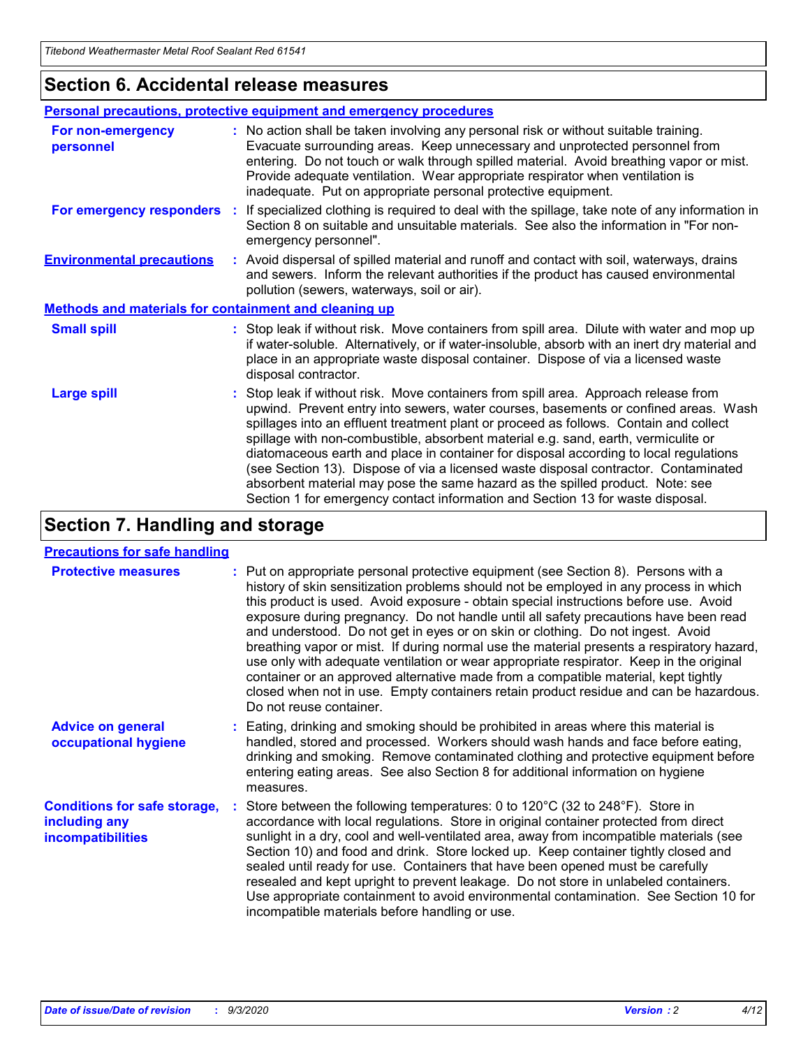## Section 6. Accidental release measures

### Personal precautions, protective equipment and emergency procedures

**For non-emergency personnel** : No action shall be taken involving any personal risk or without suitable training. Evacuate surrounding areas. Keep unnecessary and unprotected personnel from entering. Do not touch or walk through spilled material. Avoid breathing vapor or mist. Provide adequate ventilation. Wear appropriate respirator when ventilation is inadequate. Put on appropriate personal protective equipment.

**For emergency responders** : If specialized clothing is required to deal with the spillage, take note of any information in Section 8 on suitable and unsuitable materials. See also the information in "For non-emergency personnel".

**Environmental precautions** : Avoid dispersal of spilled material and runoff and contact with soil, waterways, drains and sewers. Inform the relevant authorities if the product has caused environmental pollution (sewers, waterways, soil or air).

### Methods and materials for containment and cleaning up

**Small spill** : Stop leak if without risk. Move containers from spill area. Dilute with water and mop up if water-soluble. Alternatively, or if water-insoluble, absorb with an inert dry material and place in an appropriate waste disposal container. Dispose of via a licensed waste disposal contractor.

**Large spill** : Stop leak if without risk. Move containers from spill area. Approach release from upwind. Prevent entry into sewers, water courses, basements or confined areas. Wash spillages into an effluent treatment plant or proceed as follows. Contain and collect spillage with non-combustible, absorbent material e.g. sand, earth, vermiculite or diatomaceous earth and place in container for disposal according to local regulations (see Section 13). Dispose of via a licensed waste disposal contractor. Contaminated absorbent material may pose the same hazard as the spilled product. Note: see Section 1 for emergency contact information and Section 13 for waste disposal.

## Section 7. Handling and storage

### Precautions for safe handling

**Protective measures** : Put on appropriate personal protective equipment (see Section 8). Persons with a history of skin sensitization problems should not be employed in any process in which this product is used. Avoid exposure - obtain special instructions before use. Avoid exposure during pregnancy. Do not handle until all safety precautions have been read and understood. Do not get in eyes or on skin or clothing. Do not ingest. Avoid breathing vapor or mist. If during normal use the material presents a respiratory hazard, use only with adequate ventilation or wear appropriate respirator. Keep in the original container or an approved alternative made from a compatible material, kept tightly closed when not in use. Empty containers retain product residue and can be hazardous. Do not reuse container.

**Advice on general occupational hygiene** : Eating, drinking and smoking should be prohibited in areas where this material is handled, stored and processed. Workers should wash hands and face before eating, drinking and smoking. Remove contaminated clothing and protective equipment before entering eating areas. See also Section 8 for additional information on hygiene measures.

**Conditions for safe storage, including any incompatibilities** : Store between the following temperatures: 0 to 120°C (32 to 248°F). Store in accordance with local regulations. Store in original container protected from direct sunlight in a dry, cool and well-ventilated area, away from incompatible materials (see Section 10) and food and drink. Store locked up. Keep container tightly closed and sealed until ready for use. Containers that have been opened must be carefully resealed and kept upright to prevent leakage. Do not store in unlabeled containers. Use appropriate containment to avoid environmental contamination. See Section 10 for incompatible materials before handling or use.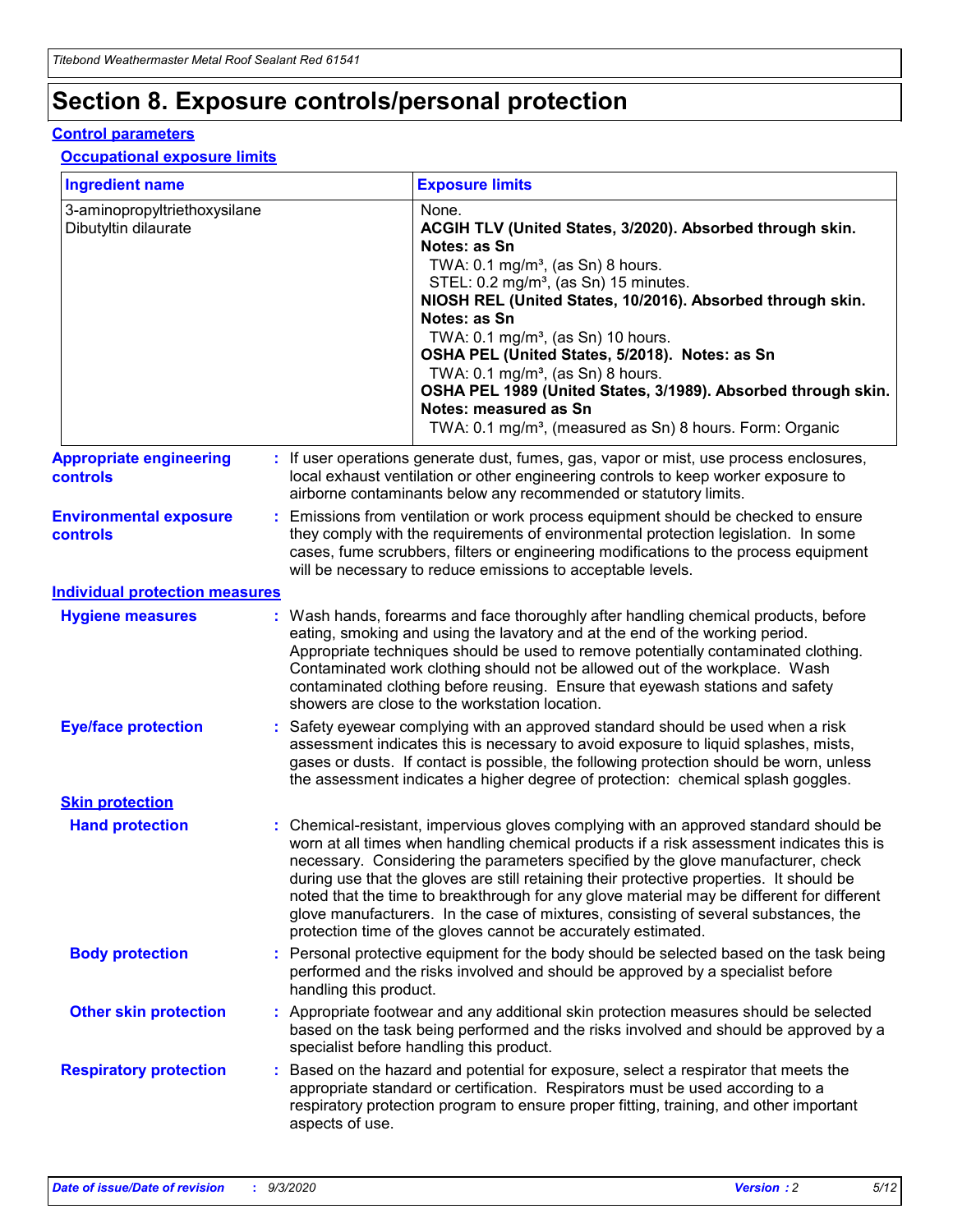# Section 8. Exposure controls/personal protection

## Control parameters

### Occupational exposure limits

| Ingredient name | Exposure limits |
|---|---|
| 3-aminopropyltriethoxysilane | None. |
| Dibutyltin dilaurate | **ACGIH TLV (United States, 3/2020). Absorbed through skin. Notes: as Sn**<br>TWA: 0.1 mg/m³, (as Sn) 8 hours.<br>STEL: 0.2 mg/m³, (as Sn) 15 minutes.<br>**NIOSH REL (United States, 10/2016). Absorbed through skin. Notes: as Sn**<br>TWA: 0.1 mg/m³, (as Sn) 10 hours.<br>**OSHA PEL (United States, 5/2018). Notes: as Sn**<br>TWA: 0.1 mg/m³, (as Sn) 8 hours.<br>**OSHA PEL 1989 (United States, 3/1989). Absorbed through skin. Notes: measured as Sn**<br>TWA: 0.1 mg/m³, (measured as Sn) 8 hours. Form: Organic |

**Appropriate engineering controls** : If user operations generate dust, fumes, gas, vapor or mist, use process enclosures, local exhaust ventilation or other engineering controls to keep worker exposure to airborne contaminants below any recommended or statutory limits.

**Environmental exposure controls** : Emissions from ventilation or work process equipment should be checked to ensure they comply with the requirements of environmental protection legislation. In some cases, fume scrubbers, filters or engineering modifications to the process equipment will be necessary to reduce emissions to acceptable levels.

## Individual protection measures

**Hygiene measures** : Wash hands, forearms and face thoroughly after handling chemical products, before eating, smoking and using the lavatory and at the end of the working period. Appropriate techniques should be used to remove potentially contaminated clothing. Contaminated work clothing should not be allowed out of the workplace. Wash contaminated clothing before reusing. Ensure that eyewash stations and safety showers are close to the workstation location.

**Eye/face protection** : Safety eyewear complying with an approved standard should be used when a risk assessment indicates this is necessary to avoid exposure to liquid splashes, mists, gases or dusts. If contact is possible, the following protection should be worn, unless the assessment indicates a higher degree of protection: chemical splash goggles.

### Skin protection

**Hand protection** : Chemical-resistant, impervious gloves complying with an approved standard should be worn at all times when handling chemical products if a risk assessment indicates this is necessary. Considering the parameters specified by the glove manufacturer, check during use that the gloves are still retaining their protective properties. It should be noted that the time to breakthrough for any glove material may be different for different glove manufacturers. In the case of mixtures, consisting of several substances, the protection time of the gloves cannot be accurately estimated.

**Body protection** : Personal protective equipment for the body should be selected based on the task being performed and the risks involved and should be approved by a specialist before handling this product.

**Other skin protection** : Appropriate footwear and any additional skin protection measures should be selected based on the task being performed and the risks involved and should be approved by a specialist before handling this product.

**Respiratory protection** : Based on the hazard and potential for exposure, select a respirator that meets the appropriate standard or certification. Respirators must be used according to a respiratory protection program to ensure proper fitting, training, and other important aspects of use.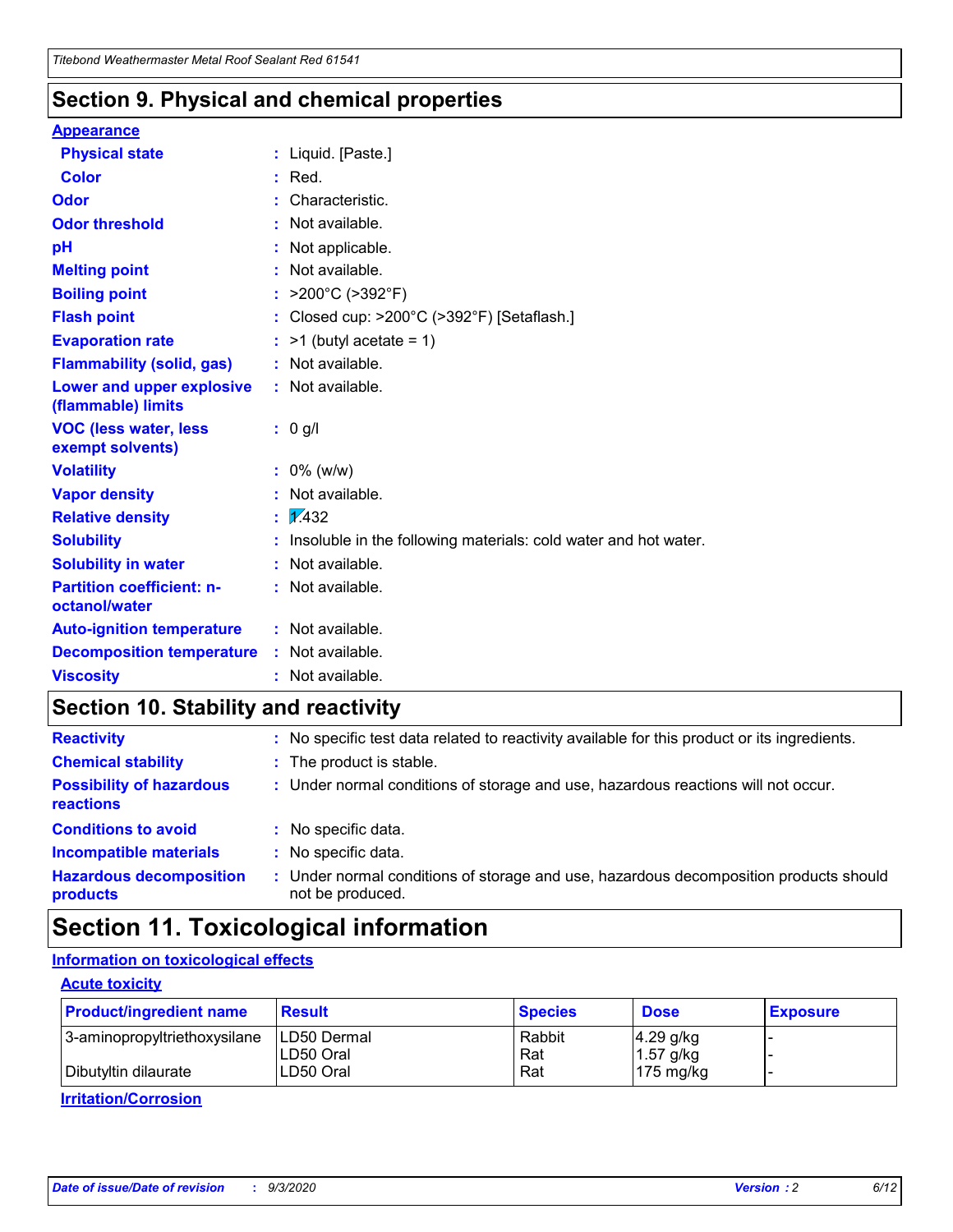## Section 9. Physical and chemical properties

**Appearance**

| | | |
|---|---|---|
| **Physical state** | : | Liquid. [Paste.] |
| **Color** | : | Red. |
| **Odor** | : | Characteristic. |
| **Odor threshold** | : | Not available. |
| **pH** | : | Not applicable. |
| **Melting point** | : | Not available. |
| **Boiling point** | : | >200°C (>392°F) |
| **Flash point** | : | Closed cup: >200°C (>392°F) [Setaflash.] |
| **Evaporation rate** | : | >1 (butyl acetate = 1) |
| **Flammability (solid, gas)** | : | Not available. |
| **Lower and upper explosive (flammable) limits** | : | Not available. |
| **VOC (less water, less exempt solvents)** | : | 0 g/l |
| **Volatility** | : | 0% (w/w) |
| **Vapor density** | : | Not available. |
| **Relative density** | : | 1.432 |
| **Solubility** | : | Insoluble in the following materials: cold water and hot water. |
| **Solubility in water** | : | Not available. |
| **Partition coefficient: n-octanol/water** | : | Not available. |
| **Auto-ignition temperature** | : | Not available. |
| **Decomposition temperature** | : | Not available. |
| **Viscosity** | : | Not available. |

## Section 10. Stability and reactivity

| | | |
|---|---|---|
| **Reactivity** | : | No specific test data related to reactivity available for this product or its ingredients. |
| **Chemical stability** | : | The product is stable. |
| **Possibility of hazardous reactions** | : | Under normal conditions of storage and use, hazardous reactions will not occur. |
| **Conditions to avoid** | : | No specific data. |
| **Incompatible materials** | : | No specific data. |
| **Hazardous decomposition products** | : | Under normal conditions of storage and use, hazardous decomposition products should not be produced. |

## Section 11. Toxicological information

**Information on toxicological effects**

**Acute toxicity**

| Product/ingredient name | Result | Species | Dose | Exposure |
|---|---|---|---|---|
| 3-aminopropyltriethoxysilane | LD50 Dermal | Rabbit | 4.29 g/kg | - |
| | LD50 Oral | Rat | 1.57 g/kg | - |
| Dibutyltin dilaurate | LD50 Oral | Rat | 175 mg/kg | - |

**Irritation/Corrosion**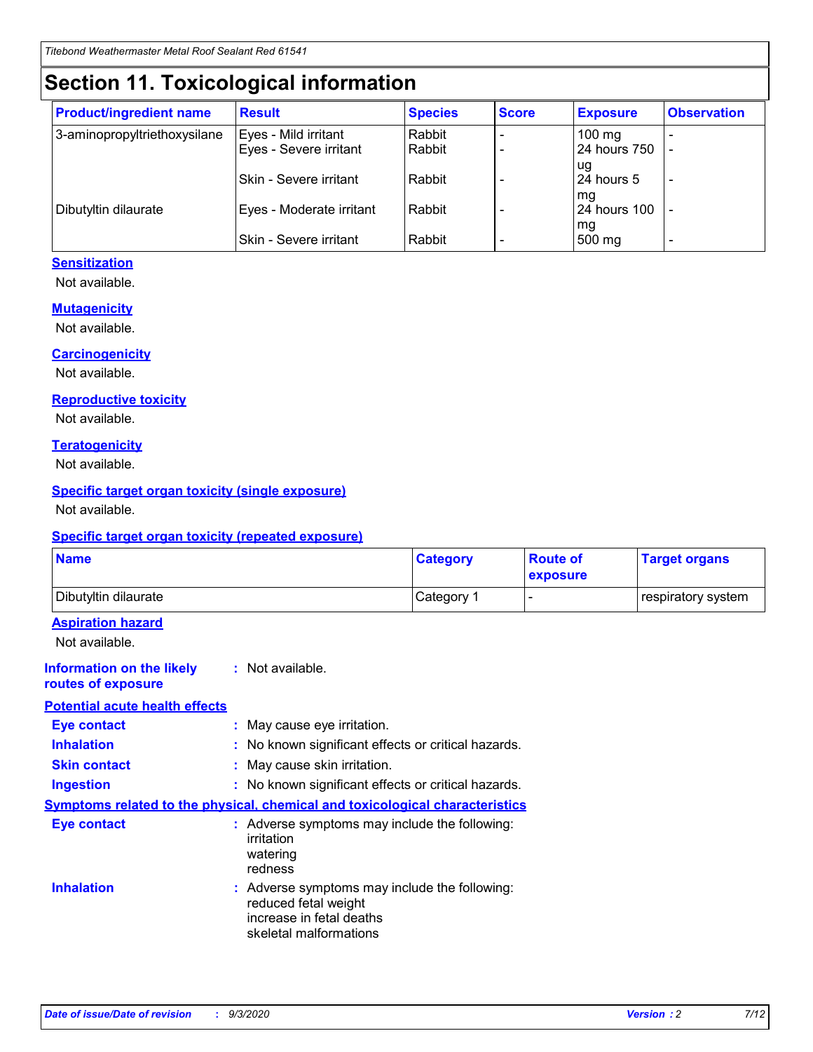# Section 11. Toxicological information

| Product/ingredient name | Result | Species | Score | Exposure | Observation |
|---|---|---|---|---|---|
| 3-aminopropyltriethoxysilane | Eyes - Mild irritant | Rabbit | - | 100 mg | - |
| | Eyes - Severe irritant | Rabbit | - | 24 hours 750 ug | - |
| | Skin - Severe irritant | Rabbit | - | 24 hours 5 mg | - |
| Dibutyltin dilaurate | Eyes - Moderate irritant | Rabbit | - | 24 hours 100 mg | - |
| | Skin - Severe irritant | Rabbit | - | 500 mg | - |

**Sensitization**

Not available.

**Mutagenicity**

Not available.

**Carcinogenicity**

Not available.

**Reproductive toxicity**

Not available.

**Teratogenicity**

Not available.

**Specific target organ toxicity (single exposure)**

Not available.

**Specific target organ toxicity (repeated exposure)**

| Name | Category | Route of exposure | Target organs |
|---|---|---|---|
| Dibutyltin dilaurate | Category 1 | - | respiratory system |

**Aspiration hazard**

Not available.

**Information on the likely routes of exposure** : Not available.

**Potential acute health effects**

**Eye contact** : May cause eye irritation.

**Inhalation** : No known significant effects or critical hazards.

**Skin contact** : May cause skin irritation.

**Ingestion** : No known significant effects or critical hazards.

**Symptoms related to the physical, chemical and toxicological characteristics**

**Eye contact** : Adverse symptoms may include the following:
irritation
watering
redness

**Inhalation** : Adverse symptoms may include the following:
reduced fetal weight
increase in fetal deaths
skeletal malformations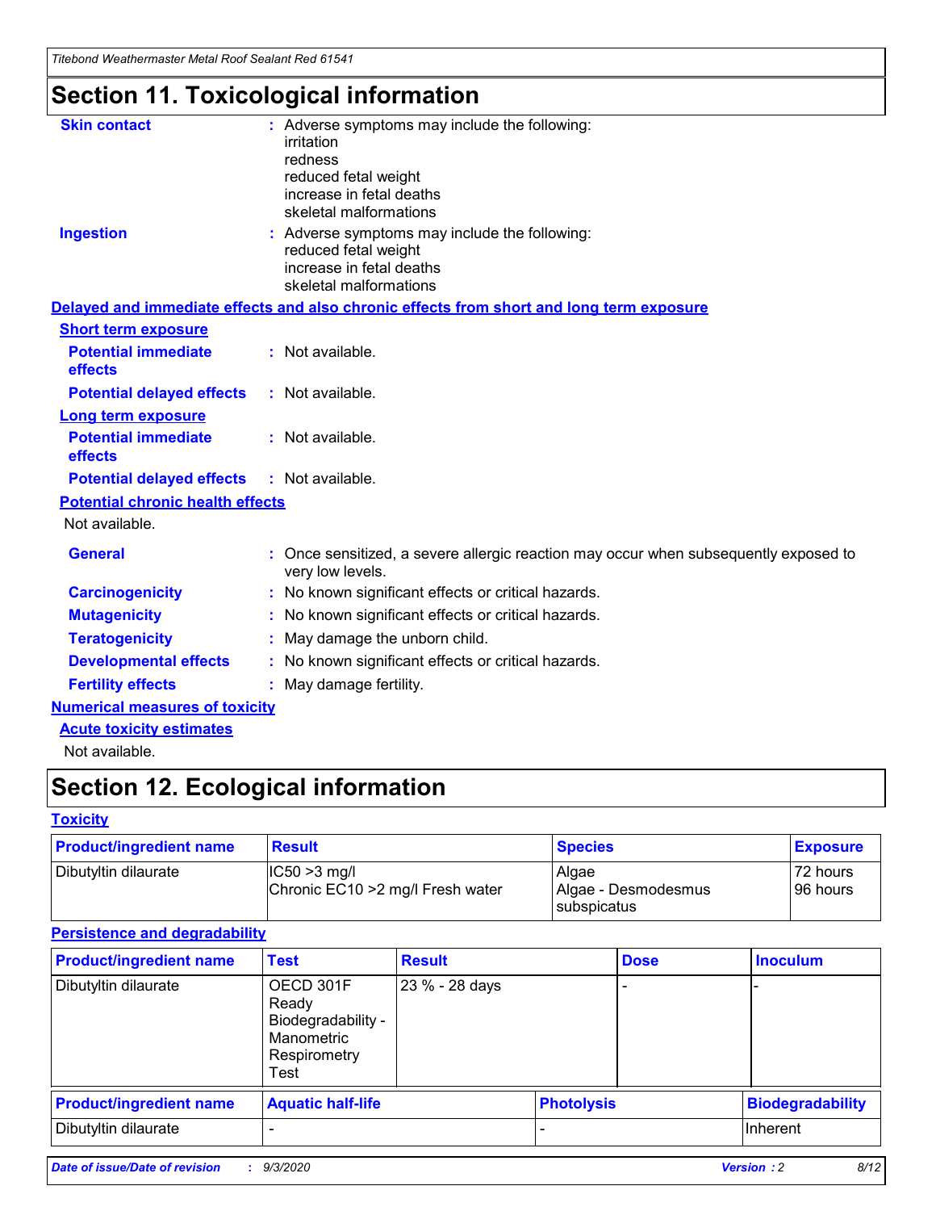# Section 11. Toxicological information

**Skin contact** : Adverse symptoms may include the following:
irritation
redness
reduced fetal weight
increase in fetal deaths
skeletal malformations

**Ingestion** : Adverse symptoms may include the following:
reduced fetal weight
increase in fetal deaths
skeletal malformations

**Delayed and immediate effects and also chronic effects from short and long term exposure**

**Short term exposure**

**Potential immediate effects** : Not available.

**Potential delayed effects** : Not available.

**Long term exposure**

**Potential immediate effects** : Not available.

**Potential delayed effects** : Not available.

**Potential chronic health effects**

Not available.

**General** : Once sensitized, a severe allergic reaction may occur when subsequently exposed to very low levels.

**Carcinogenicity** : No known significant effects or critical hazards.

**Mutagenicity** : No known significant effects or critical hazards.

**Teratogenicity** : May damage the unborn child.

**Developmental effects** : No known significant effects or critical hazards.

**Fertility effects** : May damage fertility.

**Numerical measures of toxicity**

**Acute toxicity estimates**

Not available.

# Section 12. Ecological information

**Toxicity**

| Product/ingredient name | Result | Species | Exposure |
|---|---|---|---|
| Dibutyltin dilaurate | IC50 >3 mg/l<br>Chronic EC10 >2 mg/l Fresh water | Algae<br>Algae - Desmodesmus subspicatus | 72 hours<br>96 hours |

**Persistence and degradability**

| Product/ingredient name | Test | Result | Dose | Inoculum |
|---|---|---|---|---|
| Dibutyltin dilaurate | OECD 301F Ready Biodegradability - Manometric Respirometry Test | 23 % - 28 days | - | - |

| Product/ingredient name | Aquatic half-life | Photolysis | Biodegradability |
|---|---|---|---|
| Dibutyltin dilaurate | - | - | Inherent |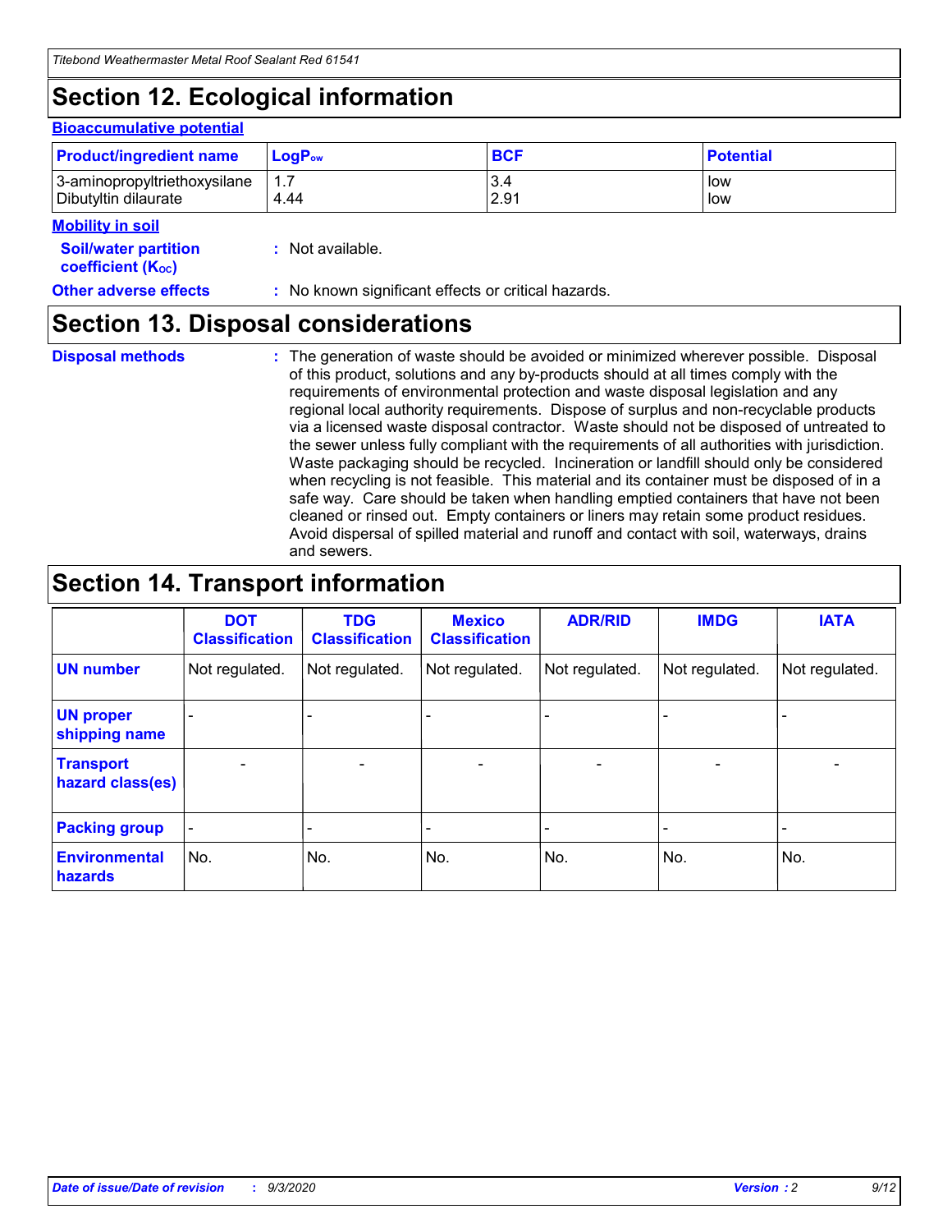## Section 12. Ecological information

### Bioaccumulative potential

| Product/ingredient name | $LogP_{ow}$ | BCF | Potential |
|---|---|---|---|
| 3-aminopropyltriethoxysilane | 1.7 | 3.4 | low |
| Dibutyltin dilaurate | 4.44 | 2.91 | low |

### Mobility in soil

**Soil/water partition coefficient ($K_{OC}$)** : Not available.

**Other adverse effects** : No known significant effects or critical hazards.

## Section 13. Disposal considerations

**Disposal methods** : The generation of waste should be avoided or minimized wherever possible. Disposal of this product, solutions and any by-products should at all times comply with the requirements of environmental protection and waste disposal legislation and any regional local authority requirements. Dispose of surplus and non-recyclable products via a licensed waste disposal contractor. Waste should not be disposed of untreated to the sewer unless fully compliant with the requirements of all authorities with jurisdiction. Waste packaging should be recycled. Incineration or landfill should only be considered when recycling is not feasible. This material and its container must be disposed of in a safe way. Care should be taken when handling emptied containers that have not been cleaned or rinsed out. Empty containers or liners may retain some product residues. Avoid dispersal of spilled material and runoff and contact with soil, waterways, drains and sewers.

## Section 14. Transport information

| | DOT Classification | TDG Classification | Mexico Classification | ADR/RID | IMDG | IATA |
|---|---|---|---|---|---|---|
| UN number | Not regulated. | Not regulated. | Not regulated. | Not regulated. | Not regulated. | Not regulated. |
| UN proper shipping name | - | - | - | - | - | - |
| Transport hazard class(es) | - | - | - | - | - | - |
| Packing group | - | - | - | - | - | - |
| Environmental hazards | No. | No. | No. | No. | No. | No. |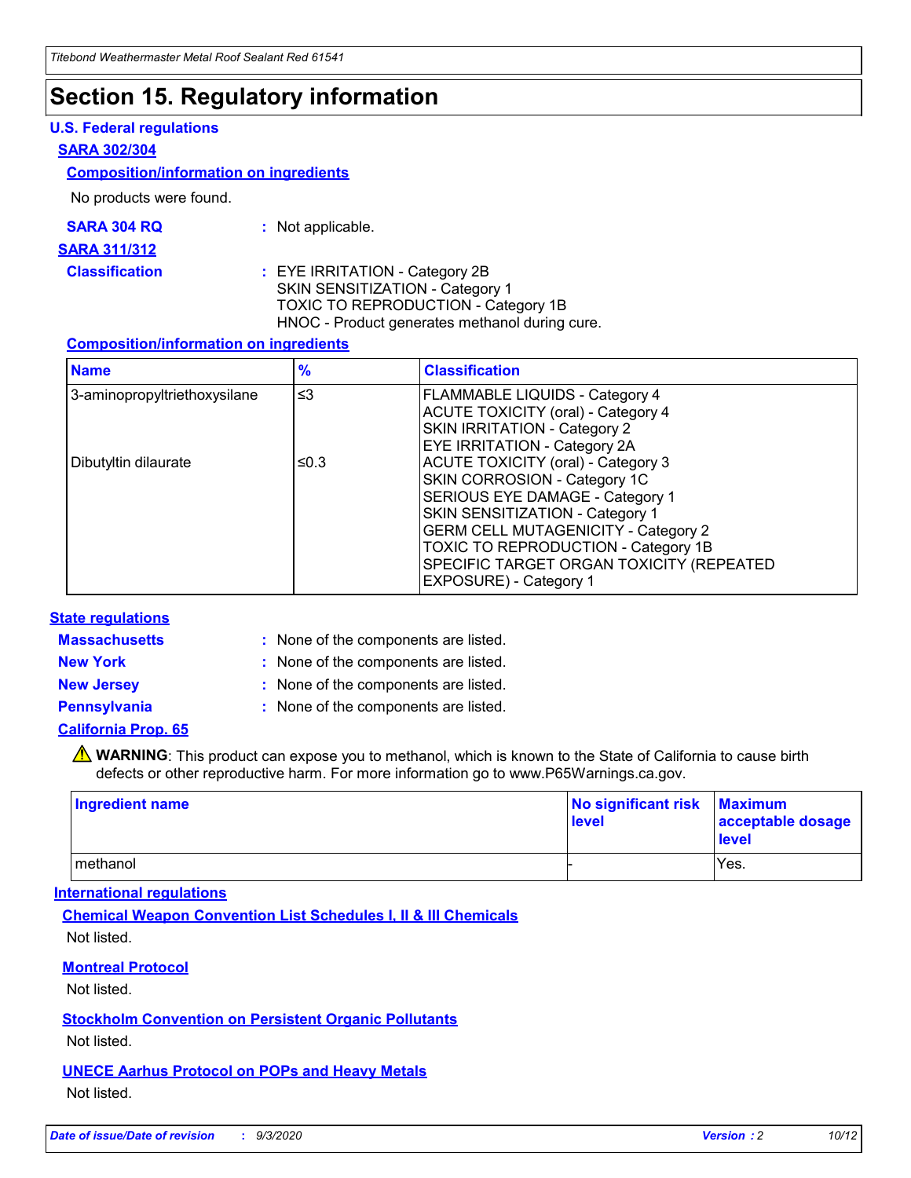# Section 15. Regulatory information

## U.S. Federal regulations

### SARA 302/304

#### Composition/information on ingredients

No products were found.

**SARA 304 RQ** : Not applicable.

### SARA 311/312

**Classification** : EYE IRRITATION - Category 2B
SKIN SENSITIZATION - Category 1
TOXIC TO REPRODUCTION - Category 1B
HNOC - Product generates methanol during cure.

#### Composition/information on ingredients

| Name | % | Classification |
|---|---|---|
| 3-aminopropyltriethoxysilane | ≤3 | FLAMMABLE LIQUIDS - Category 4<br>ACUTE TOXICITY (oral) - Category 4<br>SKIN IRRITATION - Category 2<br>EYE IRRITATION - Category 2A |
| Dibutyltin dilaurate | ≤0.3 | ACUTE TOXICITY (oral) - Category 3<br>SKIN CORROSION - Category 1C<br>SERIOUS EYE DAMAGE - Category 1<br>SKIN SENSITIZATION - Category 1<br>GERM CELL MUTAGENICITY - Category 2<br>TOXIC TO REPRODUCTION - Category 1B<br>SPECIFIC TARGET ORGAN TOXICITY (REPEATED EXPOSURE) - Category 1 |

## State regulations

**Massachusetts** : None of the components are listed.

**New York** : None of the components are listed.

**New Jersey** : None of the components are listed.

**Pennsylvania** : None of the components are listed.

### California Prop. 65

⚠ **WARNING**: This product can expose you to methanol, which is known to the State of California to cause birth defects or other reproductive harm. For more information go to www.P65Warnings.ca.gov.

| Ingredient name | No significant risk level | Maximum acceptable dosage level |
|---|---|---|
| methanol | - | Yes. |

## International regulations

### Chemical Weapon Convention List Schedules I, II & III Chemicals

Not listed.

### Montreal Protocol

Not listed.

### Stockholm Convention on Persistent Organic Pollutants

Not listed.

### UNECE Aarhus Protocol on POPs and Heavy Metals

Not listed.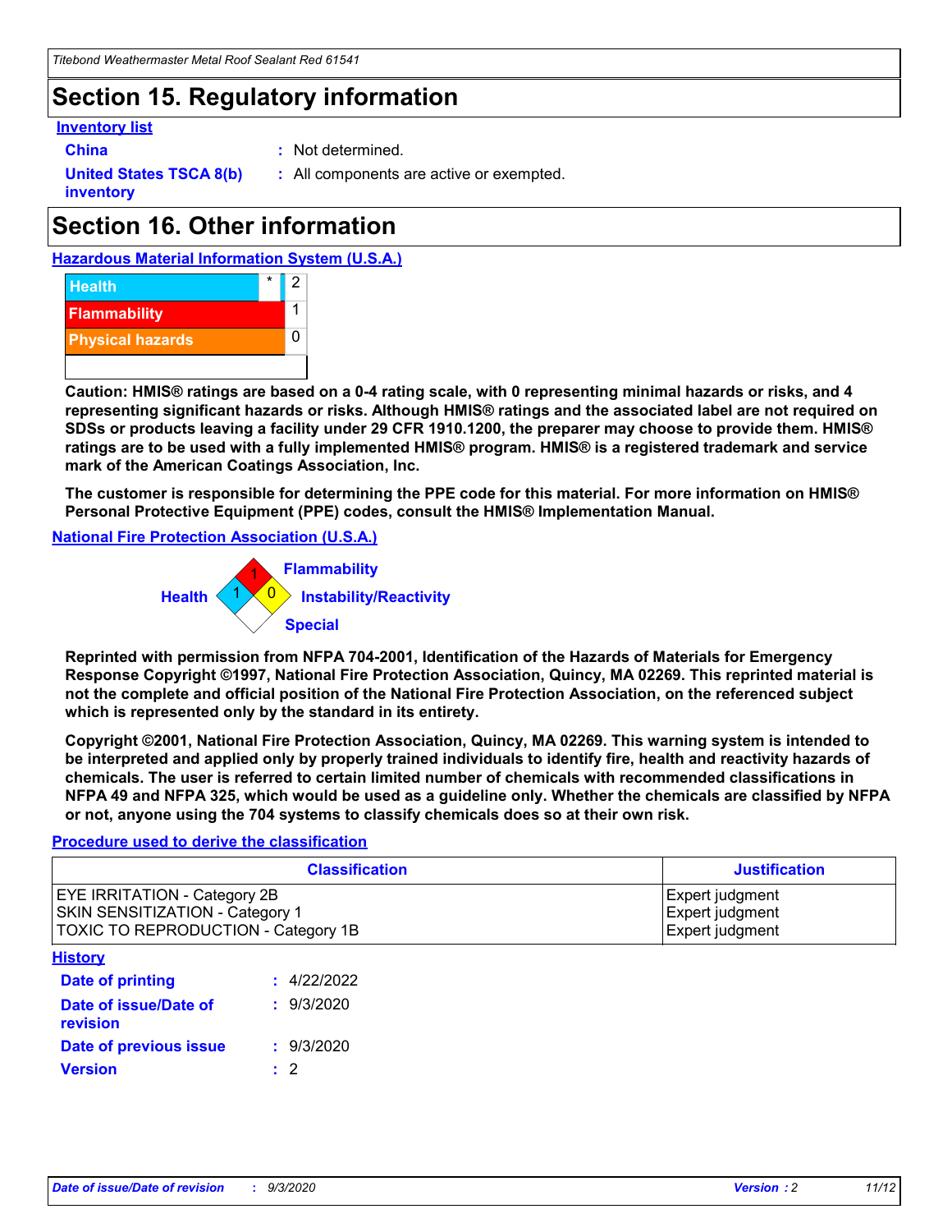## Section 15. Regulatory information

**Inventory list**

**China** : Not determined.

**United States TSCA 8(b) inventory** : All components are active or exempted.

## Section 16. Other information

**Hazardous Material Information System (U.S.A.)**

| | | |
|---|---|---|
| Health | * | 2 |
| Flammability | | 1 |
| Physical hazards | | 0 |

**Caution: HMIS® ratings are based on a 0-4 rating scale, with 0 representing minimal hazards or risks, and 4 representing significant hazards or risks. Although HMIS® ratings and the associated label are not required on SDSs or products leaving a facility under 29 CFR 1910.1200, the preparer may choose to provide them. HMIS® ratings are to be used with a fully implemented HMIS® program. HMIS® is a registered trademark and service mark of the American Coatings Association, Inc.**

**The customer is responsible for determining the PPE code for this material. For more information on HMIS® Personal Protective Equipment (PPE) codes, consult the HMIS® Implementation Manual.**

**National Fire Protection Association (U.S.A.)**

Flammability: 1
Health: 1
Instability/Reactivity: 0
Special:

**Reprinted with permission from NFPA 704-2001, Identification of the Hazards of Materials for Emergency Response Copyright ©1997, National Fire Protection Association, Quincy, MA 02269. This reprinted material is not the complete and official position of the National Fire Protection Association, on the referenced subject which is represented only by the standard in its entirety.**

**Copyright ©2001, National Fire Protection Association, Quincy, MA 02269. This warning system is intended to be interpreted and applied only by properly trained individuals to identify fire, health and reactivity hazards of chemicals. The user is referred to certain limited number of chemicals with recommended classifications in NFPA 49 and NFPA 325, which would be used as a guideline only. Whether the chemicals are classified by NFPA or not, anyone using the 704 systems to classify chemicals does so at their own risk.**

**Procedure used to derive the classification**

| Classification | Justification |
|---|---|
| EYE IRRITATION - Category 2B | Expert judgment |
| SKIN SENSITIZATION - Category 1 | Expert judgment |
| TOXIC TO REPRODUCTION - Category 1B | Expert judgment |

**History**

**Date of printing** : 4/22/2022

**Date of issue/Date of revision** : 9/3/2020

**Date of previous issue** : 9/3/2020

**Version** : 2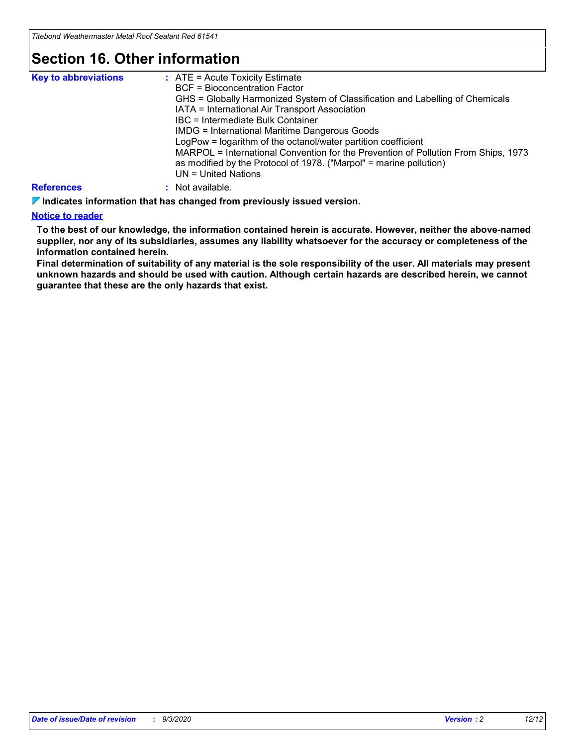# Section 16. Other information

**Key to abbreviations** : ATE = Acute Toxicity Estimate
BCF = Bioconcentration Factor
GHS = Globally Harmonized System of Classification and Labelling of Chemicals
IATA = International Air Transport Association
IBC = Intermediate Bulk Container
IMDG = International Maritime Dangerous Goods
LogPow = logarithm of the octanol/water partition coefficient
MARPOL = International Convention for the Prevention of Pollution From Ships, 1973 as modified by the Protocol of 1978. ("Marpol" = marine pollution)
UN = United Nations

**References** : Not available.

**Indicates information that has changed from previously issued version.**

**Notice to reader**

**To the best of our knowledge, the information contained herein is accurate. However, neither the above-named supplier, nor any of its subsidiaries, assumes any liability whatsoever for the accuracy or completeness of the information contained herein.**

**Final determination of suitability of any material is the sole responsibility of the user. All materials may present unknown hazards and should be used with caution. Although certain hazards are described herein, we cannot guarantee that these are the only hazards that exist.**